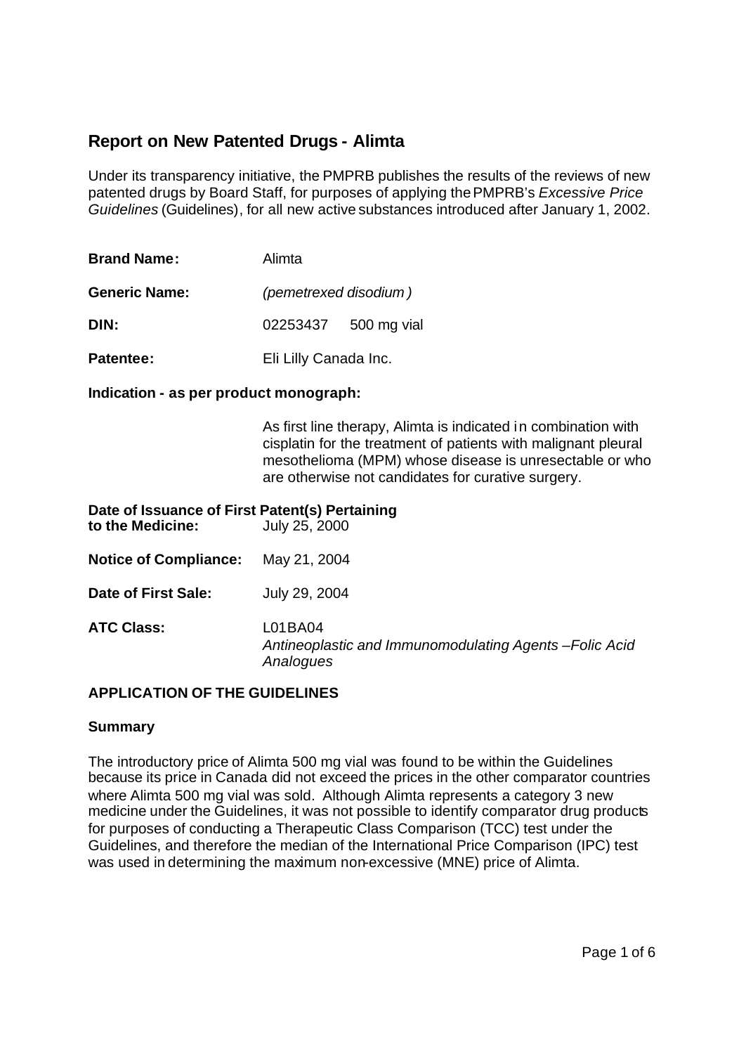# Report on New Patented Drugs - Alimta

Under its transparency initiative, the PMPRB publishes the results of the reviews of new patented drugs by Board Staff, for purposes of applying the PMPRB's *Excessive Price Guidelines* (Guidelines), for all new active substances introduced after January 1, 2002.

**Brand Name:** Alimta

**Generic Name:** *(pemetrexed disodium)*

**DIN:** 02253437 500 mg vial

**Patentee:** Eli Lilly Canada Inc.

**Indication - as per product monograph:**

As first line therapy, Alimta is indicated in combination with cisplatin for the treatment of patients with malignant pleural mesothelioma (MPM) whose disease is unresectable or who are otherwise not candidates for curative surgery.

**Date of Issuance of First Patent(s) Pertaining to the Medicine:** July 25, 2000

**Notice of Compliance:** May 21, 2004

**Date of First Sale:** July 29, 2004

**ATC Class:** L01BA04
*Antineoplastic and Immunomodulating Agents –Folic Acid Analogues*

## APPLICATION OF THE GUIDELINES

### Summary

The introductory price of Alimta 500 mg vial was found to be within the Guidelines because its price in Canada did not exceed the prices in the other comparator countries where Alimta 500 mg vial was sold. Although Alimta represents a category 3 new medicine under the Guidelines, it was not possible to identify comparator drug products for purposes of conducting a Therapeutic Class Comparison (TCC) test under the Guidelines, and therefore the median of the International Price Comparison (IPC) test was used in determining the maximum non-excessive (MNE) price of Alimta.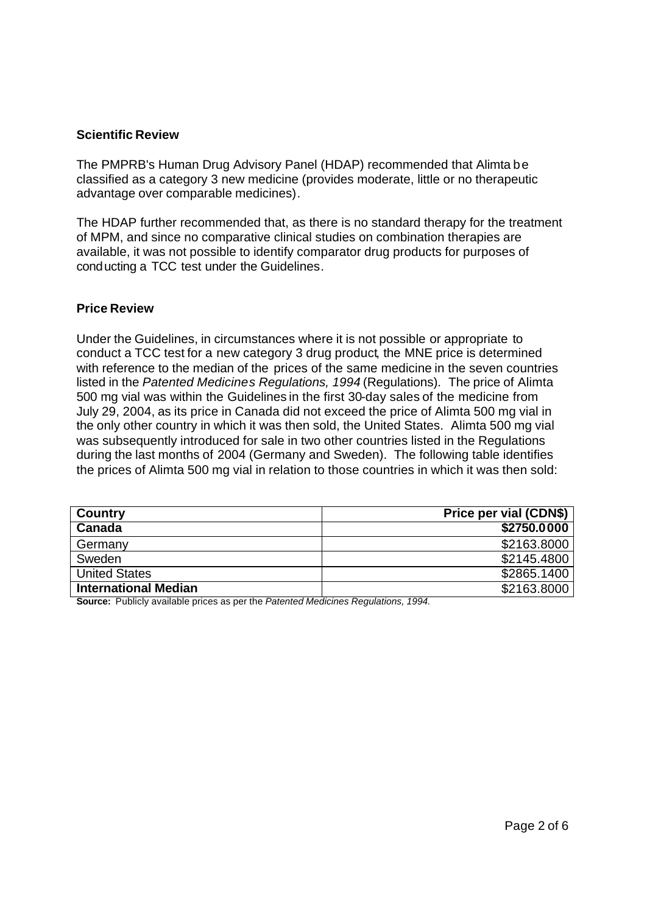## Scientific Review

The PMPRB's Human Drug Advisory Panel (HDAP) recommended that Alimta be classified as a category 3 new medicine (provides moderate, little or no therapeutic advantage over comparable medicines).

The HDAP further recommended that, as there is no standard therapy for the treatment of MPM, and since no comparative clinical studies on combination therapies are available, it was not possible to identify comparator drug products for purposes of conducting a TCC test under the Guidelines.

## Price Review

Under the Guidelines, in circumstances where it is not possible or appropriate to conduct a TCC test for a new category 3 drug product, the MNE price is determined with reference to the median of the prices of the same medicine in the seven countries listed in the *Patented Medicines Regulations, 1994* (Regulations). The price of Alimta 500 mg vial was within the Guidelines in the first 30-day sales of the medicine from July 29, 2004, as its price in Canada did not exceed the price of Alimta 500 mg vial in the only other country in which it was then sold, the United States. Alimta 500 mg vial was subsequently introduced for sale in two other countries listed in the Regulations during the last months of 2004 (Germany and Sweden). The following table identifies the prices of Alimta 500 mg vial in relation to those countries in which it was then sold:

| Country | Price per vial (CDN$) |
|---|---:|
| **Canada** | **$2750.0000** |
| Germany | $2163.8000 |
| Sweden | $2145.4800 |
| United States | $2865.1400 |
| **International Median** | $2163.8000 |

**Source:** Publicly available prices as per the *Patented Medicines Regulations, 1994.*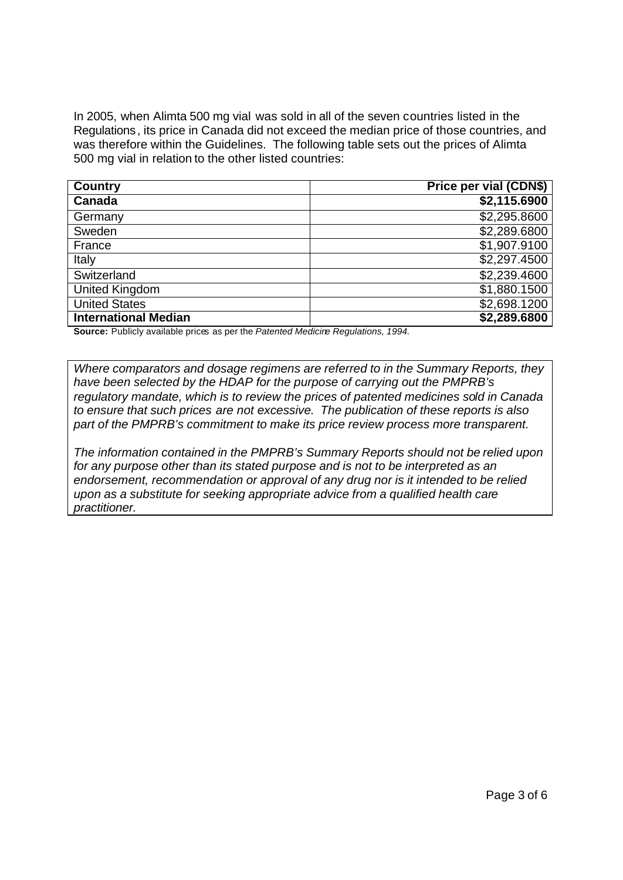In 2005, when Alimta 500 mg vial was sold in all of the seven countries listed in the Regulations, its price in Canada did not exceed the median price of those countries, and was therefore within the Guidelines. The following table sets out the prices of Alimta 500 mg vial in relation to the other listed countries:

| **Country** | **Price per vial (CDN$)** |
|---|---:|
| **Canada** | **$2,115.6900** |
| Germany | $2,295.8600 |
| Sweden | $2,289.6800 |
| France | $1,907.9100 |
| Italy | $2,297.4500 |
| Switzerland | $2,239.4600 |
| United Kingdom | $1,880.1500 |
| United States | $2,698.1200 |
| **International Median** | **$2,289.6800** |

**Source:** Publicly available prices as per the *Patented Medicine Regulations, 1994.*

*Where comparators and dosage regimens are referred to in the Summary Reports, they have been selected by the HDAP for the purpose of carrying out the PMPRB's regulatory mandate, which is to review the prices of patented medicines sold in Canada to ensure that such prices are not excessive. The publication of these reports is also part of the PMPRB's commitment to make its price review process more transparent.*

*The information contained in the PMPRB's Summary Reports should not be relied upon for any purpose other than its stated purpose and is not to be interpreted as an endorsement, recommendation or approval of any drug nor is it intended to be relied upon as a substitute for seeking appropriate advice from a qualified health care practitioner.*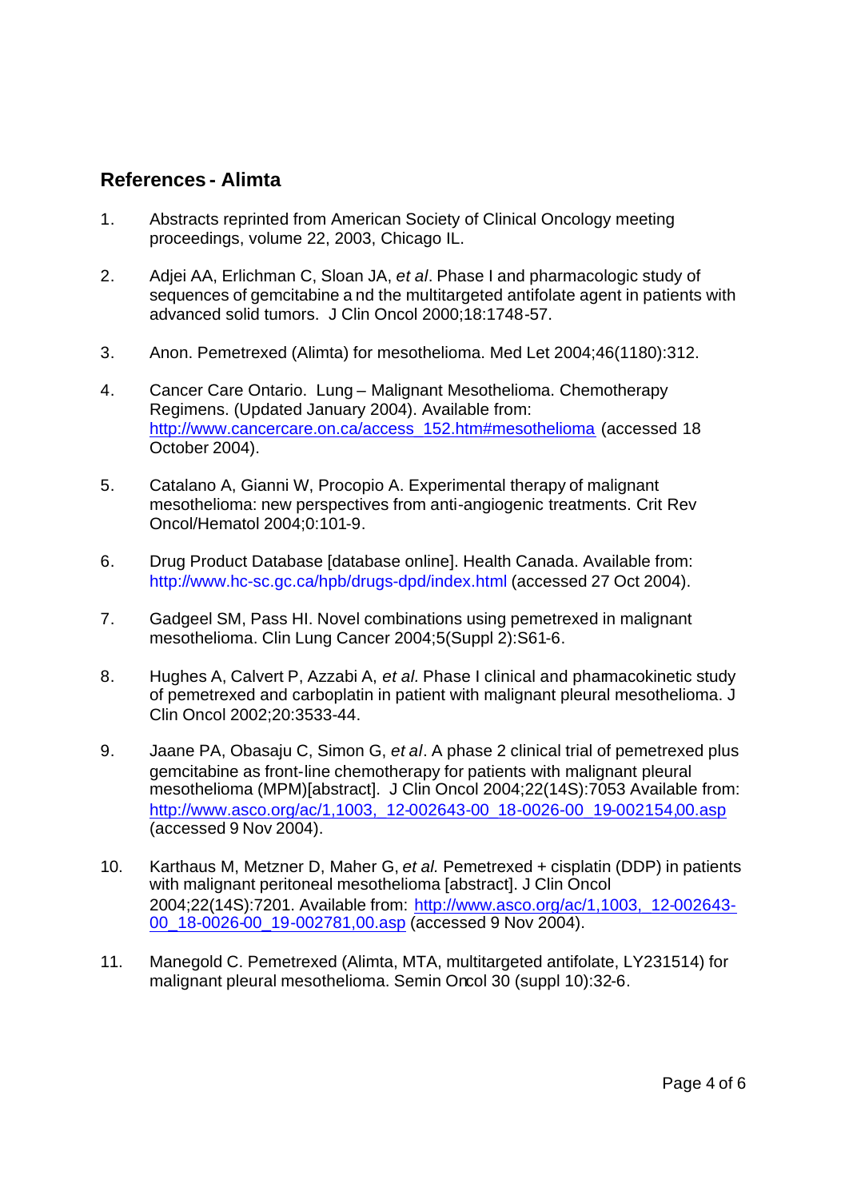## References - Alimta

1. Abstracts reprinted from American Society of Clinical Oncology meeting proceedings, volume 22, 2003, Chicago IL.

2. Adjei AA, Erlichman C, Sloan JA, *et al*. Phase I and pharmacologic study of sequences of gemcitabine a nd the multitargeted antifolate agent in patients with advanced solid tumors. J Clin Oncol 2000;18:1748-57.

3. Anon. Pemetrexed (Alimta) for mesothelioma. Med Let 2004;46(1180):312.

4. Cancer Care Ontario. Lung – Malignant Mesothelioma. Chemotherapy Regimens. (Updated January 2004). Available from: http://www.cancercare.on.ca/access_152.htm#mesothelioma (accessed 18 October 2004).

5. Catalano A, Gianni W, Procopio A. Experimental therapy of malignant mesothelioma: new perspectives from anti-angiogenic treatments. Crit Rev Oncol/Hematol 2004;0:101-9.

6. Drug Product Database [database online]. Health Canada. Available from: http://www.hc-sc.gc.ca/hpb/drugs-dpd/index.html (accessed 27 Oct 2004).

7. Gadgeel SM, Pass HI. Novel combinations using pemetrexed in malignant mesothelioma. Clin Lung Cancer 2004;5(Suppl 2):S61-6.

8. Hughes A, Calvert P, Azzabi A, *et al.* Phase I clinical and pharmacokinetic study of pemetrexed and carboplatin in patient with malignant pleural mesothelioma. J Clin Oncol 2002;20:3533-44.

9. Jaane PA, Obasaju C, Simon G, *et al*. A phase 2 clinical trial of pemetrexed plus gemcitabine as front-line chemotherapy for patients with malignant pleural mesothelioma (MPM)[abstract]. J Clin Oncol 2004;22(14S):7053 Available from: http://www.asco.org/ac/1,1003,_12-002643-00_18-0026-00_19-002154,00.asp (accessed 9 Nov 2004).

10. Karthaus M, Metzner D, Maher G, *et al.* Pemetrexed + cisplatin (DDP) in patients with malignant peritoneal mesothelioma [abstract]. J Clin Oncol 2004;22(14S):7201. Available from: http://www.asco.org/ac/1,1003,_12-002643-00_18-0026-00_19-002781,00.asp (accessed 9 Nov 2004).

11. Manegold C. Pemetrexed (Alimta, MTA, multitargeted antifolate, LY231514) for malignant pleural mesothelioma. Semin Oncol 30 (suppl 10):32-6.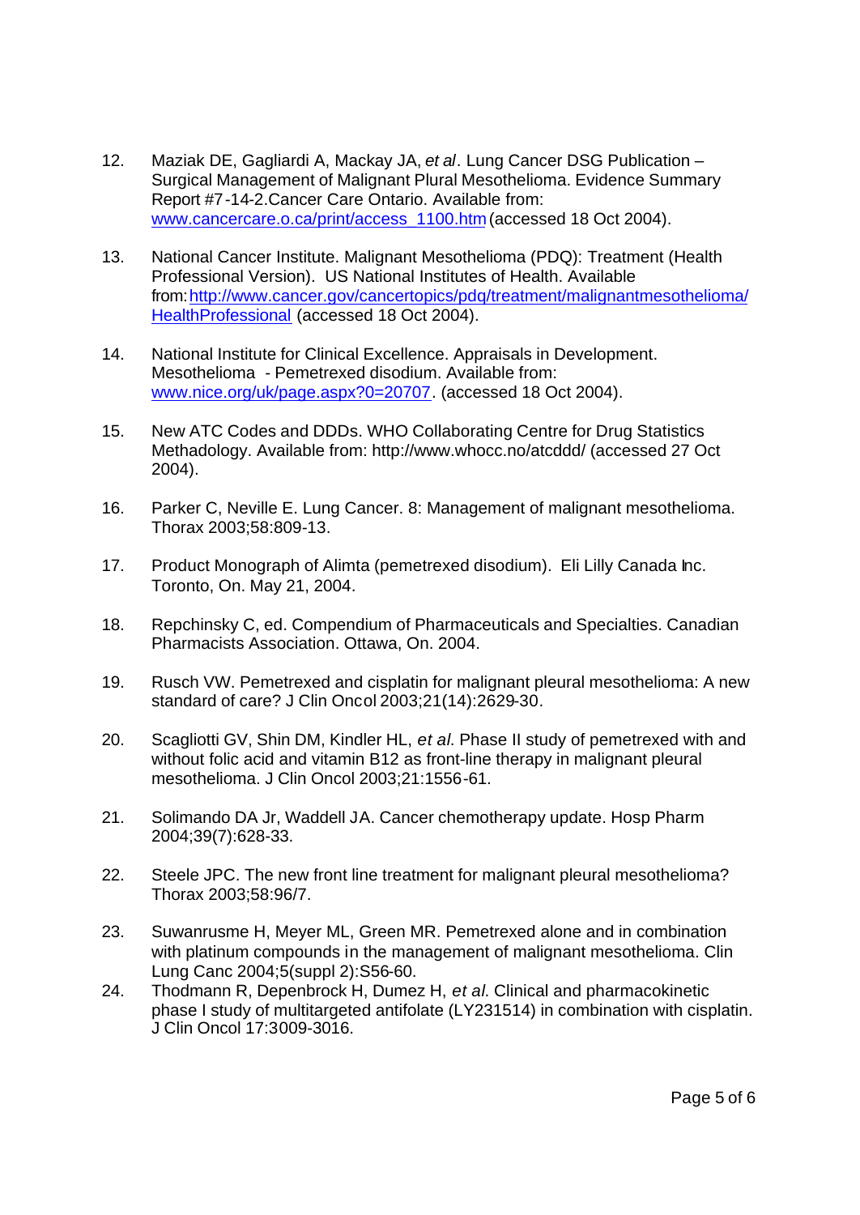12. Maziak DE, Gagliardi A, Mackay JA, *et al*. Lung Cancer DSG Publication – Surgical Management of Malignant Plural Mesothelioma. Evidence Summary Report #7-14-2.Cancer Care Ontario. Available from: [www.cancercare.o.ca/print/access_1100.htm](www.cancercare.o.ca/print/access_1100.htm) (accessed 18 Oct 2004).

13. National Cancer Institute. Malignant Mesothelioma (PDQ): Treatment (Health Professional Version). US National Institutes of Health. Available from: [http://www.cancer.gov/cancertopics/pdq/treatment/malignantmesothelioma/HealthProfessional](http://www.cancer.gov/cancertopics/pdq/treatment/malignantmesothelioma/HealthProfessional) (accessed 18 Oct 2004).

14. National Institute for Clinical Excellence. Appraisals in Development. Mesothelioma - Pemetrexed disodium. Available from: [www.nice.org/uk/page.aspx?0=20707](www.nice.org/uk/page.aspx?0=20707). (accessed 18 Oct 2004).

15. New ATC Codes and DDDs. WHO Collaborating Centre for Drug Statistics Methadology. Available from: http://www.whocc.no/atcddd/ (accessed 27 Oct 2004).

16. Parker C, Neville E. Lung Cancer. 8: Management of malignant mesothelioma. Thorax 2003;58:809-13.

17. Product Monograph of Alimta (pemetrexed disodium). Eli Lilly Canada Inc. Toronto, On. May 21, 2004.

18. Repchinsky C, ed. Compendium of Pharmaceuticals and Specialties. Canadian Pharmacists Association. Ottawa, On. 2004.

19. Rusch VW. Pemetrexed and cisplatin for malignant pleural mesothelioma: A new standard of care? J Clin Oncol 2003;21(14):2629-30.

20. Scagliotti GV, Shin DM, Kindler HL, *et al*. Phase II study of pemetrexed with and without folic acid and vitamin B12 as front-line therapy in malignant pleural mesothelioma. J Clin Oncol 2003;21:1556-61.

21. Solimando DA Jr, Waddell JA. Cancer chemotherapy update. Hosp Pharm 2004;39(7):628-33.

22. Steele JPC. The new front line treatment for malignant pleural mesothelioma? Thorax 2003;58:96/7.

23. Suwanrusme H, Meyer ML, Green MR. Pemetrexed alone and in combination with platinum compounds in the management of malignant mesothelioma. Clin Lung Canc 2004;5(suppl 2):S56-60.

24. Thodmann R, Depenbrock H, Dumez H, *et al*. Clinical and pharmacokinetic phase I study of multitargeted antifolate (LY231514) in combination with cisplatin. J Clin Oncol 17:3009-3016.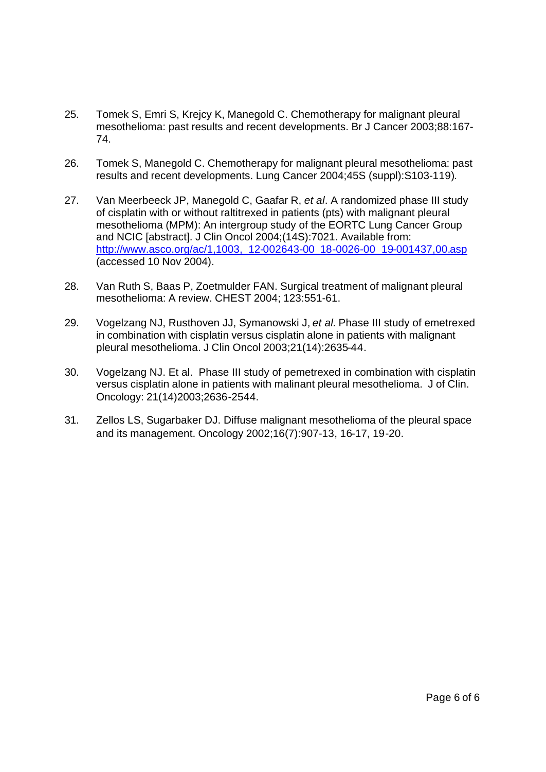25. Tomek S, Emri S, Krejcy K, Manegold C. Chemotherapy for malignant pleural mesothelioma: past results and recent developments. Br J Cancer 2003;88:167-74.

26. Tomek S, Manegold C. Chemotherapy for malignant pleural mesothelioma: past results and recent developments. Lung Cancer 2004;45S (suppl):S103-119).

27. Van Meerbeeck JP, Manegold C, Gaafar R, *et al*. A randomized phase III study of cisplatin with or without raltitrexed in patients (pts) with malignant pleural mesothelioma (MPM): An intergroup study of the EORTC Lung Cancer Group and NCIC [abstract]. J Clin Oncol 2004;(14S):7021. Available from: http://www.asco.org/ac/1,1003,_12-002643-00_18-0026-00_19-001437,00.asp (accessed 10 Nov 2004).

28. Van Ruth S, Baas P, Zoetmulder FAN. Surgical treatment of malignant pleural mesothelioma: A review. CHEST 2004; 123:551-61.

29. Vogelzang NJ, Rusthoven JJ, Symanowski J, *et al*. Phase III study of emetrexed in combination with cisplatin versus cisplatin alone in patients with malignant pleural mesothelioma. J Clin Oncol 2003;21(14):2635-44.

30. Vogelzang NJ. Et al. Phase III study of pemetrexed in combination with cisplatin versus cisplatin alone in patients with malinant pleural mesothelioma. J of Clin. Oncology: 21(14)2003;2636-2544.

31. Zellos LS, Sugarbaker DJ. Diffuse malignant mesothelioma of the pleural space and its management. Oncology 2002;16(7):907-13, 16-17, 19-20.